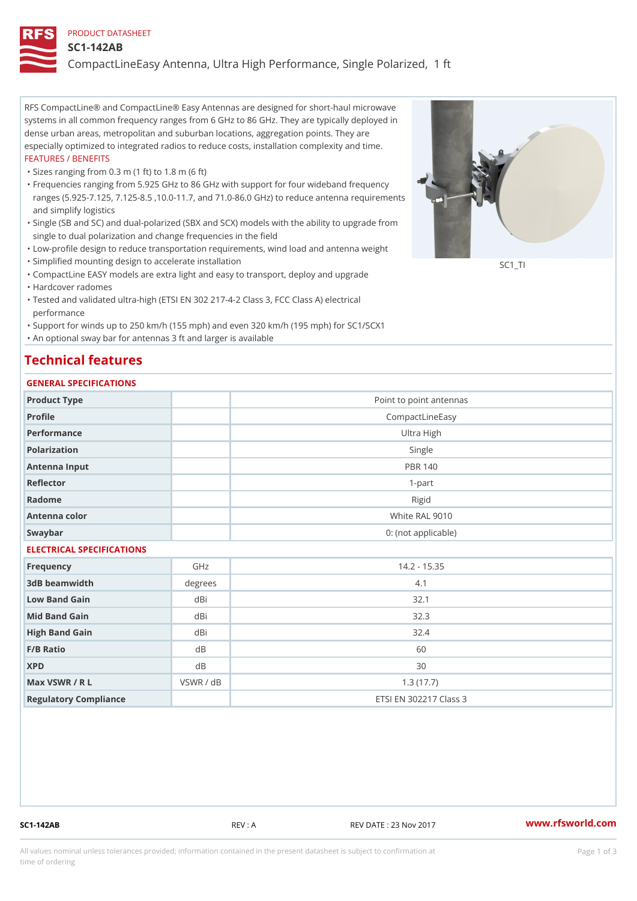PRODUCT DATASHEET

# SC1-142AB

## CompactLineEasy Antenna, Ultra High Performance, Single Polarized, 1 ft

RFS CompactLine® and CompactLine® Easy Antennas are designed for short-haul microwave systems in all common frequency ranges from 6 GHz to 86 GHz. They are typically deployed in dense urban areas, metropolitan and suburban locations, aggregation points. They are especially optimized to integrated radios to reduce costs, installation complexity and time.

FEATURES / BENEFITS

- Sizes ranging from 0.3 m (1 ft) to 1.8 m (6 ft)
- Frequencies ranging from 5.925 GHz to 86 GHz with support for four wideband frequency ranges (5.925-7.125, 7.125-8.5 ,10.0-11.7, and 71.0-86.0 GHz) to reduce antenna requirements and simplify logistics
- Single (SB and SC) and dual-polarized (SBX and SCX) models with the ability to upgrade from single to dual polarization and change frequencies in the field
- Low-profile design to reduce transportation requirements, wind load and antenna weight
- Simplified mounting design to accelerate installation
- CompactLine EASY models are extra light and easy to transport, deploy and upgrade
- Hardcover radomes
- Tested and validated ultra-high (ETSI EN 302 217-4-2 Class 3, FCC Class A) electrical performance
- Support for winds up to 250 km/h (155 mph) and even 320 km/h (195 mph) for SC1/SCX1
- An optional sway bar for antennas 3 ft and larger is available

SC1_TI

## Technical features

### GENERAL SPECIFICATIONS

| | | |
|---|---|---|
| Product Type | | Point to point antennas |
| Profile | | CompactLineEasy |
| Performance | | Ultra High |
| Polarization | | Single |
| Antenna Input | | PBR 140 |
| Reflector | | 1-part |
| Radome | | Rigid |
| Antenna color | | White RAL 9010 |
| Swaybar | | 0: (not applicable) |

### ELECTRICAL SPECIFICATIONS

| | | |
|---|---|---|
| Frequency | GHz | 14.2 - 15.35 |
| 3dB beamwidth | degrees | 4.1 |
| Low Band Gain | dBi | 32.1 |
| Mid Band Gain | dBi | 32.3 |
| High Band Gain | dBi | 32.4 |
| F/B Ratio | dB | 60 |
| XPD | dB | 30 |
| Max VSWR / R L | VSWR / dB | 1.3 (17.7) |
| Regulatory Compliance | | ETSI EN 302217 Class 3 |

SC1-142AB REV : A REV DATE : 23 Nov 2017 www.rfsworld.com

All values nominal unless tolerances provided; information contained in the present datasheet is subject to confirmation at time of ordering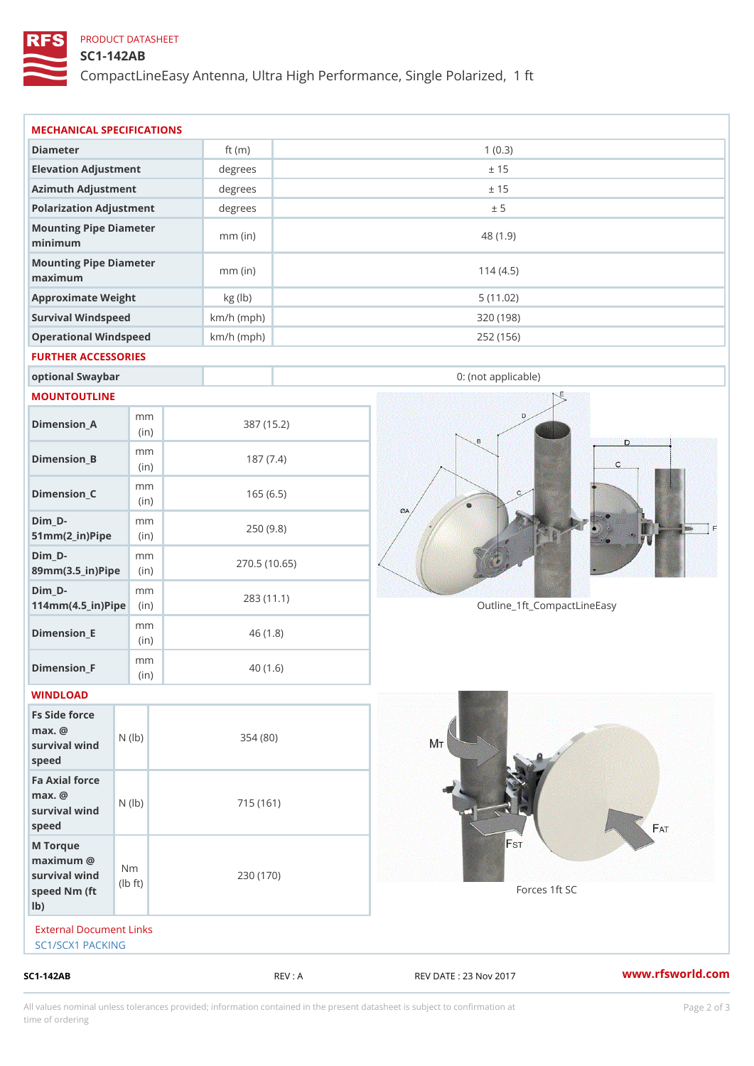PRODUCT DATASHEET

# SC1-142AB

CompactLineEasy Antenna, Ultra High Performance, Single Polarized, 1 ft

## MECHANICAL SPECIFICATIONS

| | | |
|---|---|---|
| Diameter | ft (m) | 1 (0.3) |
| Elevation Adjustment | degrees | ± 15 |
| Azimuth Adjustment | degrees | ± 15 |
| Polarization Adjustment | degrees | ± 5 |
| Mounting Pipe Diameter minimum | mm (in) | 48 (1.9) |
| Mounting Pipe Diameter maximum | mm (in) | 114 (4.5) |
| Approximate Weight | kg (lb) | 5 (11.02) |
| Survival Windspeed | km/h (mph) | 320 (198) |
| Operational Windspeed | km/h (mph) | 252 (156) |

## FURTHER ACCESSORIES

| | | |
|---|---|---|
| optional Swaybar | | 0: (not applicable) |

## MOUNTOUTLINE

| | | |
|---|---|---|
| Dimension_A | mm (in) | 387 (15.2) |
| Dimension_B | mm (in) | 187 (7.4) |
| Dimension_C | mm (in) | 165 (6.5) |
| Dim_D-51mm(2_in)Pipe | mm (in) | 250 (9.8) |
| Dim_D-89mm(3.5_in)Pipe | mm (in) | 270.5 (10.65) |
| Dim_D-114mm(4.5_in)Pipe | mm (in) | 283 (11.1) |
| Dimension_E | mm (in) | 46 (1.8) |
| Dimension_F | mm (in) | 40 (1.6) |

Outline_1ft_CompactLineEasy

## WINDLOAD

| | | |
|---|---|---|
| Fs Side force max. @ survival wind speed | N (lb) | 354 (80) |
| Fa Axial force max. @ survival wind speed | N (lb) | 715 (161) |
| M Torque maximum @ survival wind speed Nm (ft lb) | Nm (lb ft) | 230 (170) |

Forces 1ft SC

External Document Links

SC1/SCX1 PACKING

SC1-142AB REV : A REV DATE : 23 Nov 2017 www.rfsworld.com

All values nominal unless tolerances provided; information contained in the present datasheet is subject to confirmation at time of ordering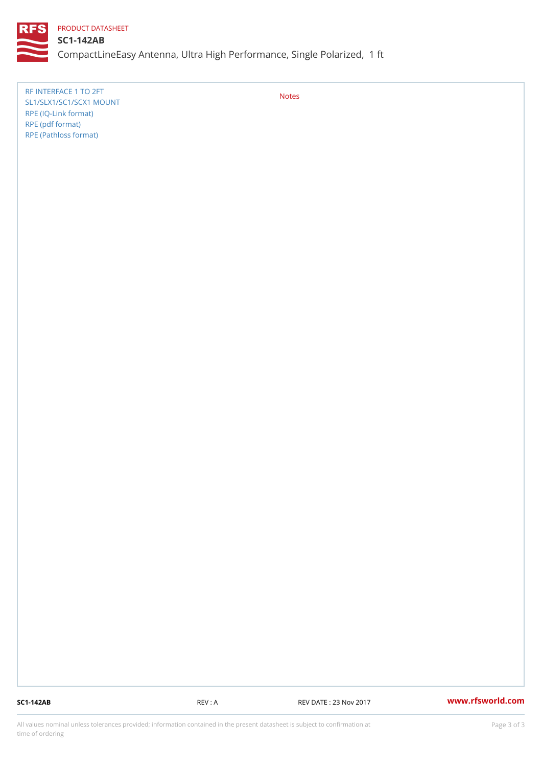RF INTERFACE 1 TO 2FT

SL1/SLX1/SC1/SCX1 MOUNT

RPE (IQ-Link format)

RPE (pdf format)

RPE (Pathloss format)

Notes